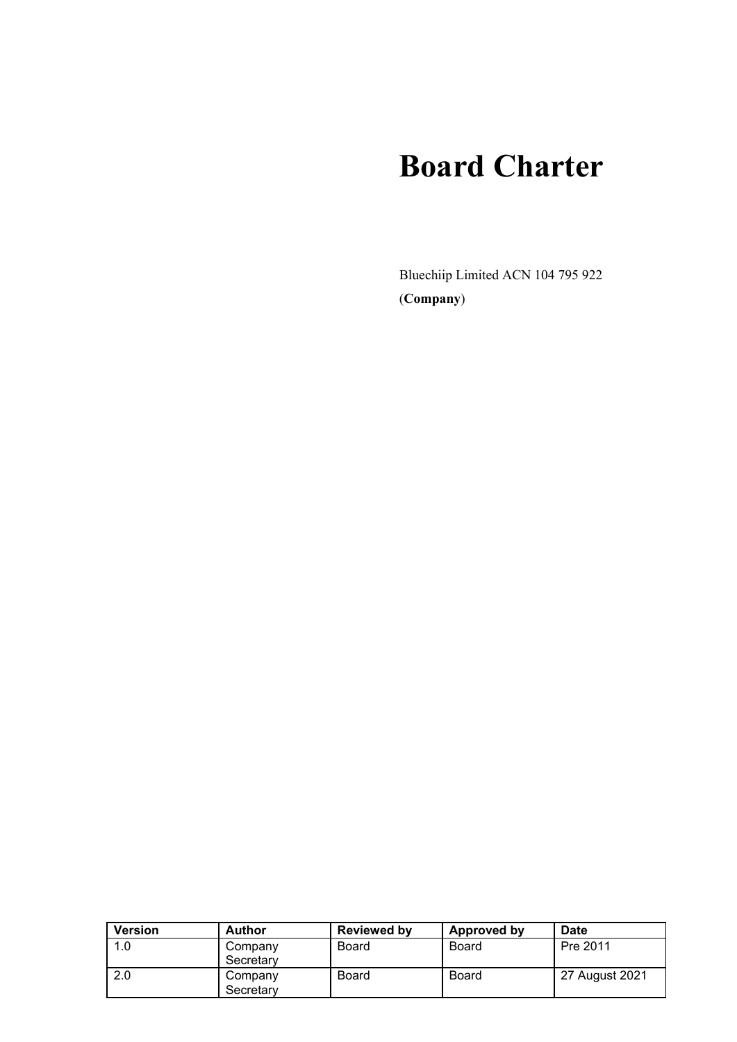# Board Charter

Bluechiip Limited ACN 104 795 922

(**Company**)

| Version | Author | Reviewed by | Approved by | Date |
| --- | --- | --- | --- | --- |
| 1.0 | Company Secretary | Board | Board | Pre 2011 |
| 2.0 | Company Secretary | Board | Board | 27 August 2021 |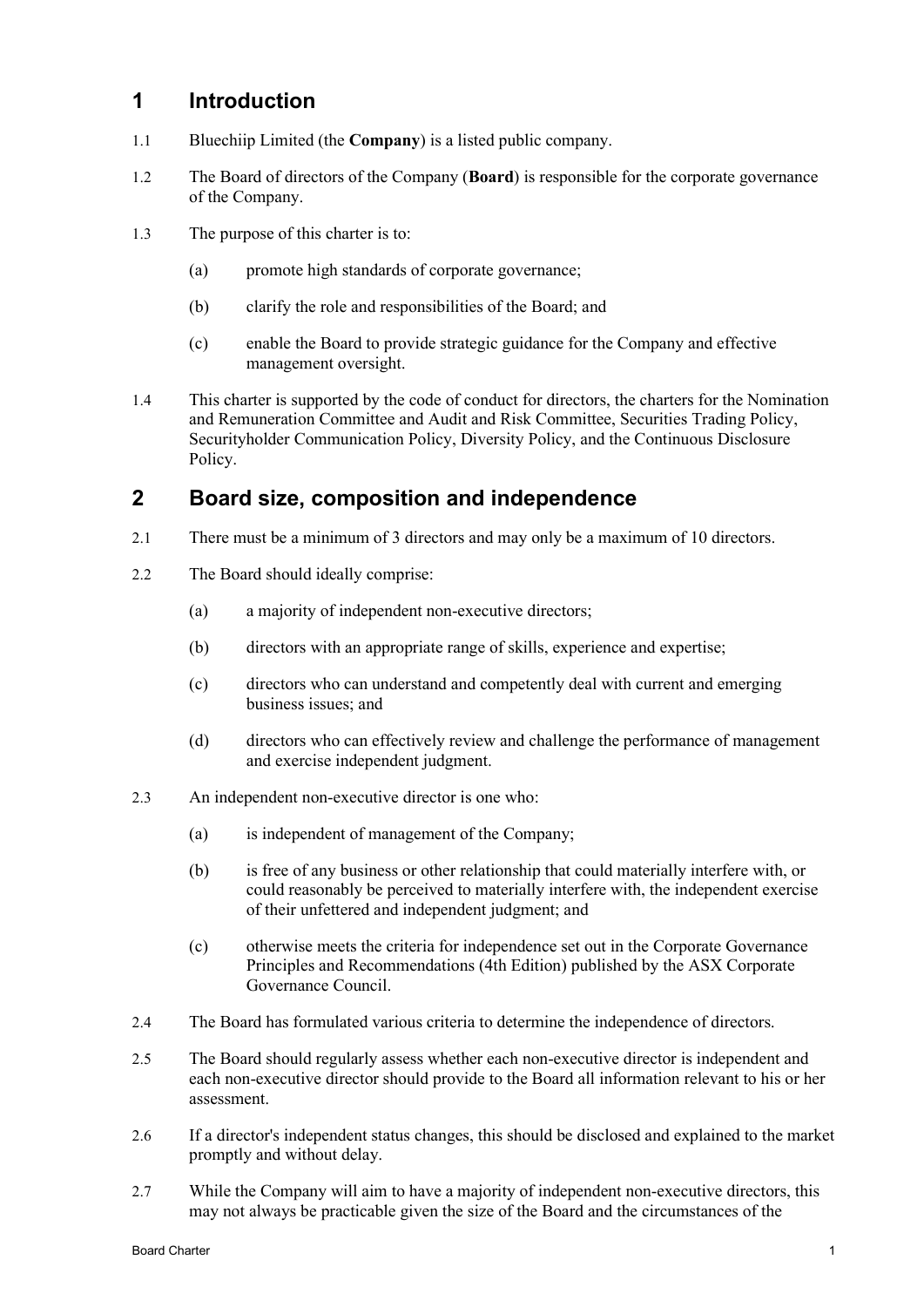## 1 Introduction

1.1 Bluechiip Limited (the **Company**) is a listed public company.

1.2 The Board of directors of the Company (**Board**) is responsible for the corporate governance of the Company.

1.3 The purpose of this charter is to:

(a) promote high standards of corporate governance;

(b) clarify the role and responsibilities of the Board; and

(c) enable the Board to provide strategic guidance for the Company and effective management oversight.

1.4 This charter is supported by the code of conduct for directors, the charters for the Nomination and Remuneration Committee and Audit and Risk Committee, Securities Trading Policy, Securityholder Communication Policy, Diversity Policy, and the Continuous Disclosure Policy.

## 2 Board size, composition and independence

2.1 There must be a minimum of 3 directors and may only be a maximum of 10 directors.

2.2 The Board should ideally comprise:

(a) a majority of independent non-executive directors;

(b) directors with an appropriate range of skills, experience and expertise;

(c) directors who can understand and competently deal with current and emerging business issues; and

(d) directors who can effectively review and challenge the performance of management and exercise independent judgment.

2.3 An independent non-executive director is one who:

(a) is independent of management of the Company;

(b) is free of any business or other relationship that could materially interfere with, or could reasonably be perceived to materially interfere with, the independent exercise of their unfettered and independent judgment; and

(c) otherwise meets the criteria for independence set out in the Corporate Governance Principles and Recommendations (4th Edition) published by the ASX Corporate Governance Council.

2.4 The Board has formulated various criteria to determine the independence of directors.

2.5 The Board should regularly assess whether each non-executive director is independent and each non-executive director should provide to the Board all information relevant to his or her assessment.

2.6 If a director's independent status changes, this should be disclosed and explained to the market promptly and without delay.

2.7 While the Company will aim to have a majority of independent non-executive directors, this may not always be practicable given the size of the Board and the circumstances of the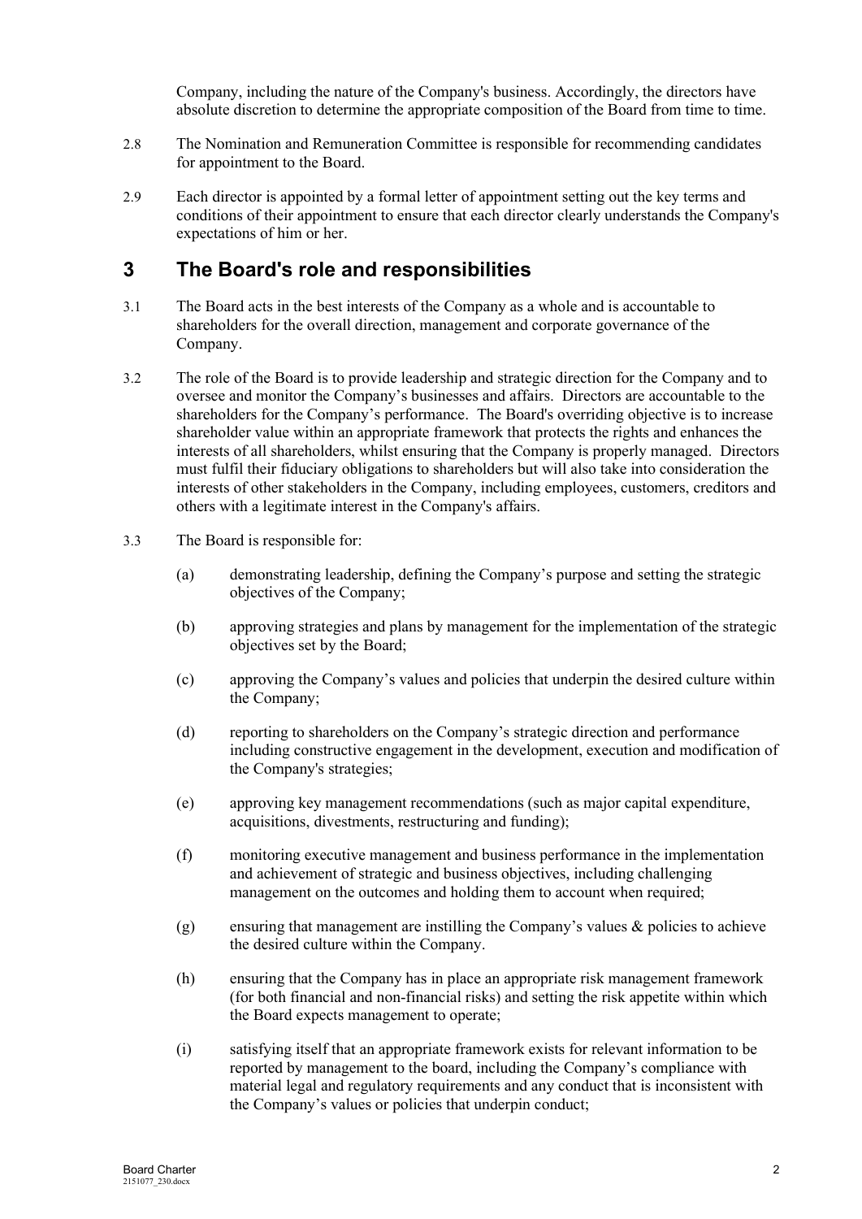Company, including the nature of the Company's business. Accordingly, the directors have absolute discretion to determine the appropriate composition of the Board from time to time.

2.8 The Nomination and Remuneration Committee is responsible for recommending candidates for appointment to the Board.

2.9 Each director is appointed by a formal letter of appointment setting out the key terms and conditions of their appointment to ensure that each director clearly understands the Company's expectations of him or her.

# 3 The Board's role and responsibilities

3.1 The Board acts in the best interests of the Company as a whole and is accountable to shareholders for the overall direction, management and corporate governance of the Company.

3.2 The role of the Board is to provide leadership and strategic direction for the Company and to oversee and monitor the Company's businesses and affairs. Directors are accountable to the shareholders for the Company's performance. The Board's overriding objective is to increase shareholder value within an appropriate framework that protects the rights and enhances the interests of all shareholders, whilst ensuring that the Company is properly managed. Directors must fulfil their fiduciary obligations to shareholders but will also take into consideration the interests of other stakeholders in the Company, including employees, customers, creditors and others with a legitimate interest in the Company's affairs.

3.3 The Board is responsible for:

(a) demonstrating leadership, defining the Company's purpose and setting the strategic objectives of the Company;

(b) approving strategies and plans by management for the implementation of the strategic objectives set by the Board;

(c) approving the Company's values and policies that underpin the desired culture within the Company;

(d) reporting to shareholders on the Company's strategic direction and performance including constructive engagement in the development, execution and modification of the Company's strategies;

(e) approving key management recommendations (such as major capital expenditure, acquisitions, divestments, restructuring and funding);

(f) monitoring executive management and business performance in the implementation and achievement of strategic and business objectives, including challenging management on the outcomes and holding them to account when required;

(g) ensuring that management are instilling the Company's values & policies to achieve the desired culture within the Company.

(h) ensuring that the Company has in place an appropriate risk management framework (for both financial and non-financial risks) and setting the risk appetite within which the Board expects management to operate;

(i) satisfying itself that an appropriate framework exists for relevant information to be reported by management to the board, including the Company's compliance with material legal and regulatory requirements and any conduct that is inconsistent with the Company's values or policies that underpin conduct;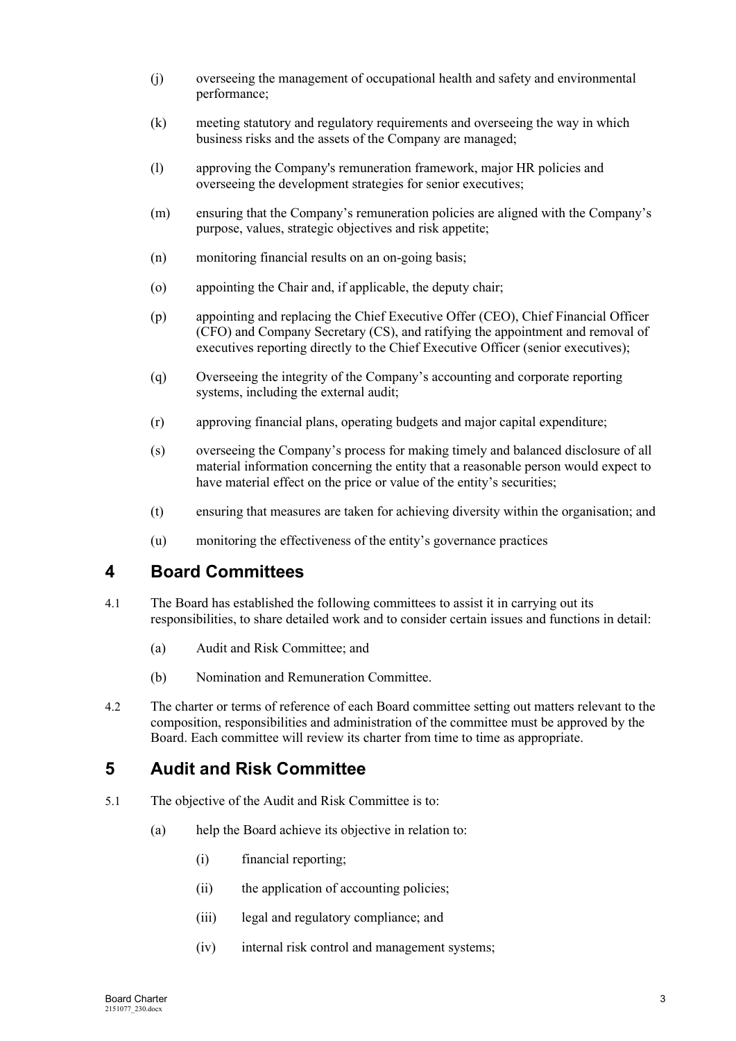(j) overseeing the management of occupational health and safety and environmental performance;

(k) meeting statutory and regulatory requirements and overseeing the way in which business risks and the assets of the Company are managed;

(l) approving the Company's remuneration framework, major HR policies and overseeing the development strategies for senior executives;

(m) ensuring that the Company's remuneration policies are aligned with the Company's purpose, values, strategic objectives and risk appetite;

(n) monitoring financial results on an on-going basis;

(o) appointing the Chair and, if applicable, the deputy chair;

(p) appointing and replacing the Chief Executive Offer (CEO), Chief Financial Officer (CFO) and Company Secretary (CS), and ratifying the appointment and removal of executives reporting directly to the Chief Executive Officer (senior executives);

(q) Overseeing the integrity of the Company's accounting and corporate reporting systems, including the external audit;

(r) approving financial plans, operating budgets and major capital expenditure;

(s) overseeing the Company's process for making timely and balanced disclosure of all material information concerning the entity that a reasonable person would expect to have material effect on the price or value of the entity's securities;

(t) ensuring that measures are taken for achieving diversity within the organisation; and

(u) monitoring the effectiveness of the entity's governance practices

## 4 Board Committees

4.1 The Board has established the following committees to assist it in carrying out its responsibilities, to share detailed work and to consider certain issues and functions in detail:

(a) Audit and Risk Committee; and

(b) Nomination and Remuneration Committee.

4.2 The charter or terms of reference of each Board committee setting out matters relevant to the composition, responsibilities and administration of the committee must be approved by the Board. Each committee will review its charter from time to time as appropriate.

## 5 Audit and Risk Committee

5.1 The objective of the Audit and Risk Committee is to:

(a) help the Board achieve its objective in relation to:

(i) financial reporting;

(ii) the application of accounting policies;

(iii) legal and regulatory compliance; and

(iv) internal risk control and management systems;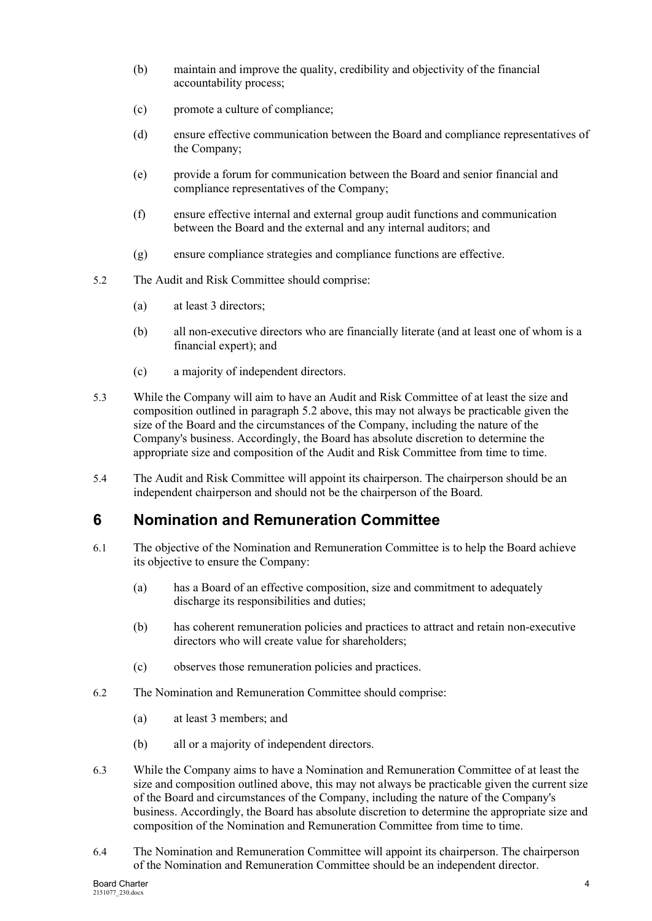(b) maintain and improve the quality, credibility and objectivity of the financial accountability process;

(c) promote a culture of compliance;

(d) ensure effective communication between the Board and compliance representatives of the Company;

(e) provide a forum for communication between the Board and senior financial and compliance representatives of the Company;

(f) ensure effective internal and external group audit functions and communication between the Board and the external and any internal auditors; and

(g) ensure compliance strategies and compliance functions are effective.

5.2 The Audit and Risk Committee should comprise:

(a) at least 3 directors;

(b) all non-executive directors who are financially literate (and at least one of whom is a financial expert); and

(c) a majority of independent directors.

5.3 While the Company will aim to have an Audit and Risk Committee of at least the size and composition outlined in paragraph 5.2 above, this may not always be practicable given the size of the Board and the circumstances of the Company, including the nature of the Company's business. Accordingly, the Board has absolute discretion to determine the appropriate size and composition of the Audit and Risk Committee from time to time.

5.4 The Audit and Risk Committee will appoint its chairperson. The chairperson should be an independent chairperson and should not be the chairperson of the Board.

## 6 Nomination and Remuneration Committee

6.1 The objective of the Nomination and Remuneration Committee is to help the Board achieve its objective to ensure the Company:

(a) has a Board of an effective composition, size and commitment to adequately discharge its responsibilities and duties;

(b) has coherent remuneration policies and practices to attract and retain non-executive directors who will create value for shareholders;

(c) observes those remuneration policies and practices.

6.2 The Nomination and Remuneration Committee should comprise:

(a) at least 3 members; and

(b) all or a majority of independent directors.

6.3 While the Company aims to have a Nomination and Remuneration Committee of at least the size and composition outlined above, this may not always be practicable given the current size of the Board and circumstances of the Company, including the nature of the Company's business. Accordingly, the Board has absolute discretion to determine the appropriate size and composition of the Nomination and Remuneration Committee from time to time.

6.4 The Nomination and Remuneration Committee will appoint its chairperson. The chairperson of the Nomination and Remuneration Committee should be an independent director.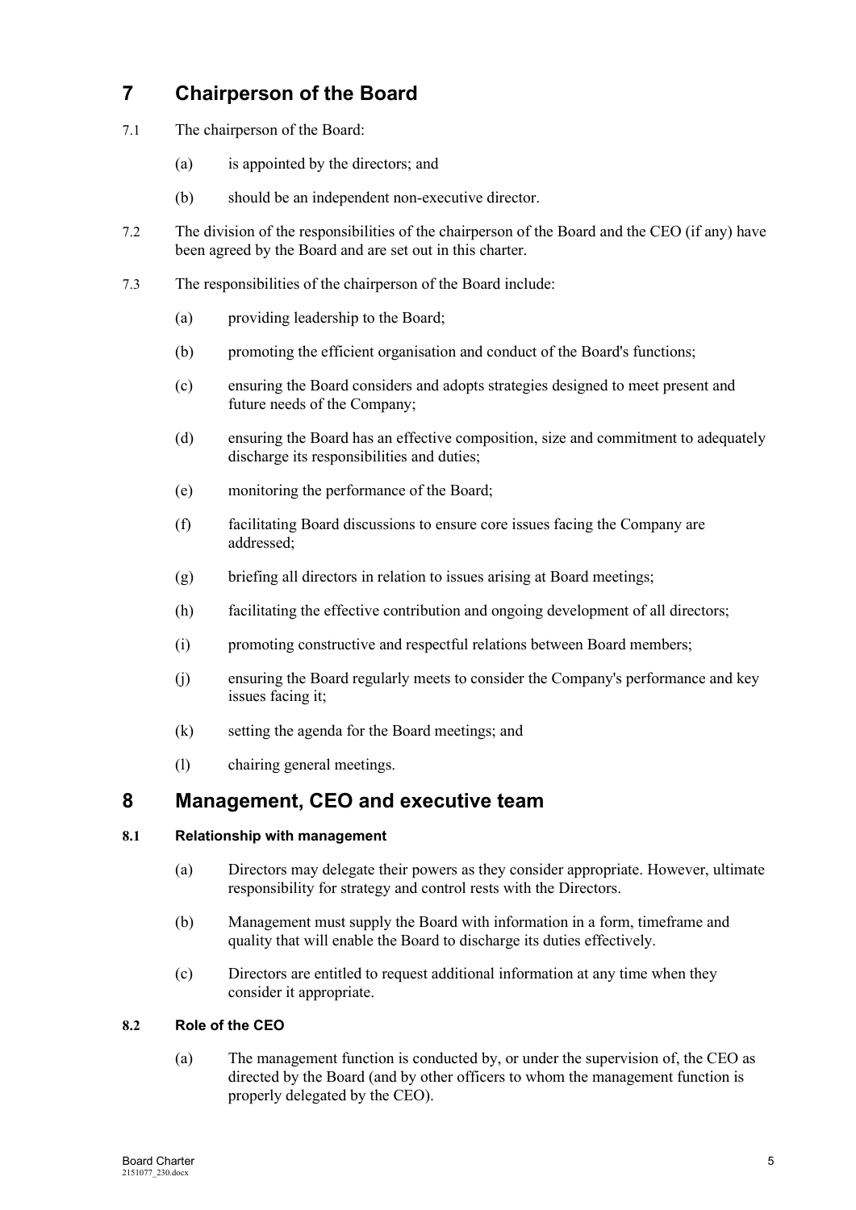# 7 Chairperson of the Board

7.1 The chairperson of the Board:

(a) is appointed by the directors; and

(b) should be an independent non-executive director.

7.2 The division of the responsibilities of the chairperson of the Board and the CEO (if any) have been agreed by the Board and are set out in this charter.

7.3 The responsibilities of the chairperson of the Board include:

(a) providing leadership to the Board;

(b) promoting the efficient organisation and conduct of the Board's functions;

(c) ensuring the Board considers and adopts strategies designed to meet present and future needs of the Company;

(d) ensuring the Board has an effective composition, size and commitment to adequately discharge its responsibilities and duties;

(e) monitoring the performance of the Board;

(f) facilitating Board discussions to ensure core issues facing the Company are addressed;

(g) briefing all directors in relation to issues arising at Board meetings;

(h) facilitating the effective contribution and ongoing development of all directors;

(i) promoting constructive and respectful relations between Board members;

(j) ensuring the Board regularly meets to consider the Company's performance and key issues facing it;

(k) setting the agenda for the Board meetings; and

(l) chairing general meetings.

# 8 Management, CEO and executive team

## 8.1 Relationship with management

(a) Directors may delegate their powers as they consider appropriate. However, ultimate responsibility for strategy and control rests with the Directors.

(b) Management must supply the Board with information in a form, timeframe and quality that will enable the Board to discharge its duties effectively.

(c) Directors are entitled to request additional information at any time when they consider it appropriate.

## 8.2 Role of the CEO

(a) The management function is conducted by, or under the supervision of, the CEO as directed by the Board (and by other officers to whom the management function is properly delegated by the CEO).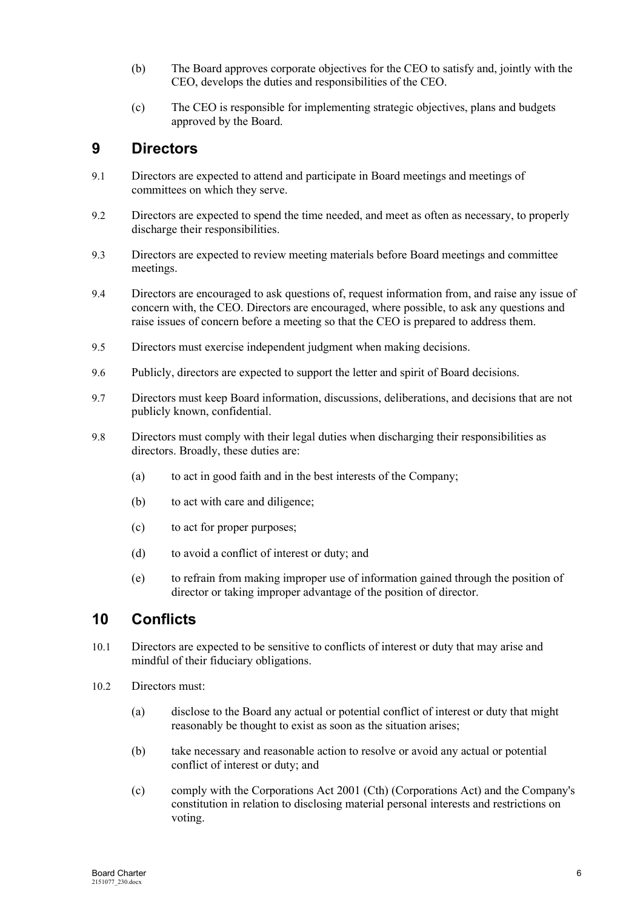(b) The Board approves corporate objectives for the CEO to satisfy and, jointly with the CEO, develops the duties and responsibilities of the CEO.

(c) The CEO is responsible for implementing strategic objectives, plans and budgets approved by the Board.

## 9 Directors

9.1 Directors are expected to attend and participate in Board meetings and meetings of committees on which they serve.

9.2 Directors are expected to spend the time needed, and meet as often as necessary, to properly discharge their responsibilities.

9.3 Directors are expected to review meeting materials before Board meetings and committee meetings.

9.4 Directors are encouraged to ask questions of, request information from, and raise any issue of concern with, the CEO. Directors are encouraged, where possible, to ask any questions and raise issues of concern before a meeting so that the CEO is prepared to address them.

9.5 Directors must exercise independent judgment when making decisions.

9.6 Publicly, directors are expected to support the letter and spirit of Board decisions.

9.7 Directors must keep Board information, discussions, deliberations, and decisions that are not publicly known, confidential.

9.8 Directors must comply with their legal duties when discharging their responsibilities as directors. Broadly, these duties are:

(a) to act in good faith and in the best interests of the Company;

(b) to act with care and diligence;

(c) to act for proper purposes;

(d) to avoid a conflict of interest or duty; and

(e) to refrain from making improper use of information gained through the position of director or taking improper advantage of the position of director.

## 10 Conflicts

10.1 Directors are expected to be sensitive to conflicts of interest or duty that may arise and mindful of their fiduciary obligations.

10.2 Directors must:

(a) disclose to the Board any actual or potential conflict of interest or duty that might reasonably be thought to exist as soon as the situation arises;

(b) take necessary and reasonable action to resolve or avoid any actual or potential conflict of interest or duty; and

(c) comply with the Corporations Act 2001 (Cth) (Corporations Act) and the Company's constitution in relation to disclosing material personal interests and restrictions on voting.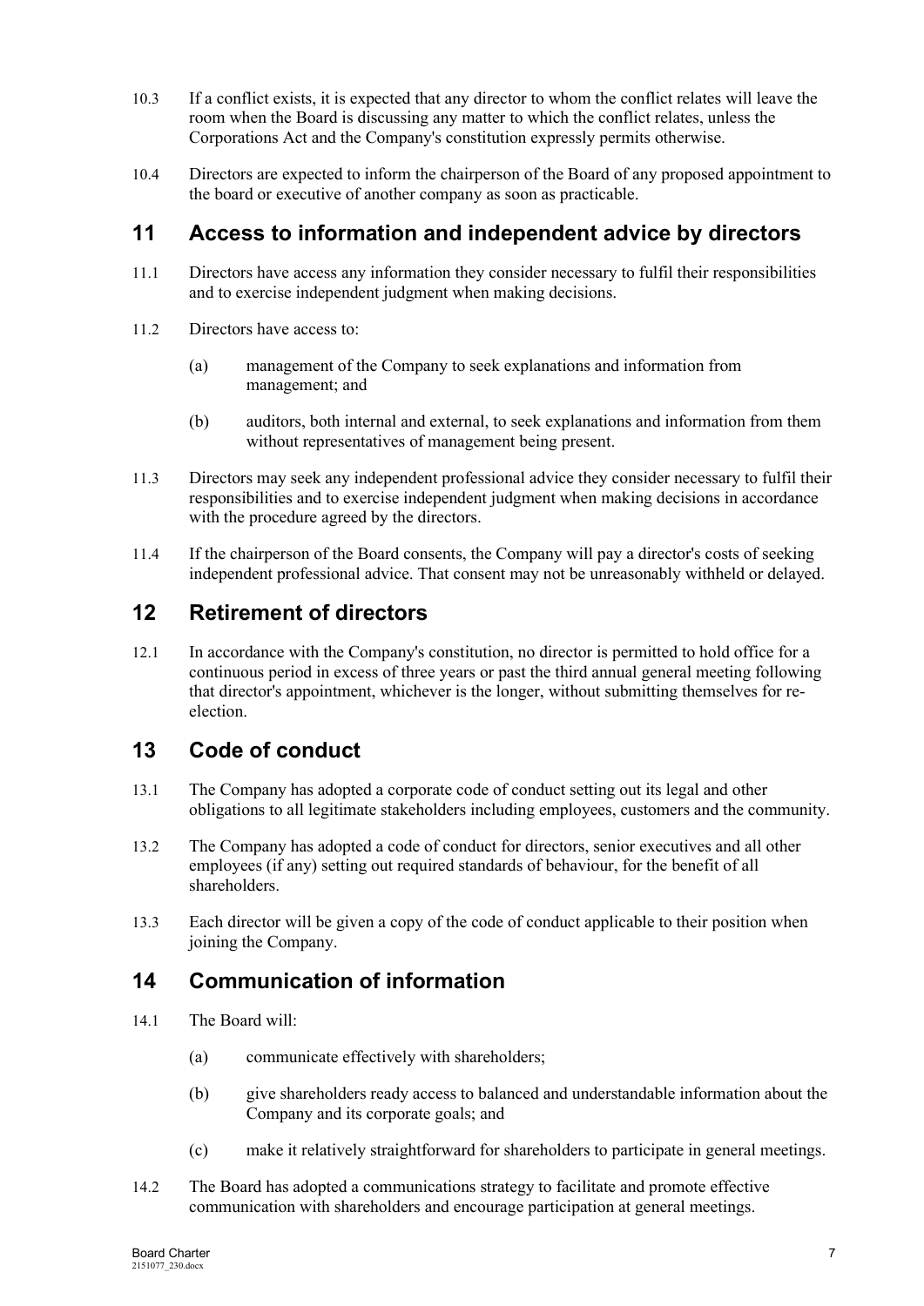10.3 If a conflict exists, it is expected that any director to whom the conflict relates will leave the room when the Board is discussing any matter to which the conflict relates, unless the Corporations Act and the Company's constitution expressly permits otherwise.

10.4 Directors are expected to inform the chairperson of the Board of any proposed appointment to the board or executive of another company as soon as practicable.

## 11 Access to information and independent advice by directors

11.1 Directors have access any information they consider necessary to fulfil their responsibilities and to exercise independent judgment when making decisions.

11.2 Directors have access to:

(a) management of the Company to seek explanations and information from management; and

(b) auditors, both internal and external, to seek explanations and information from them without representatives of management being present.

11.3 Directors may seek any independent professional advice they consider necessary to fulfil their responsibilities and to exercise independent judgment when making decisions in accordance with the procedure agreed by the directors.

11.4 If the chairperson of the Board consents, the Company will pay a director's costs of seeking independent professional advice. That consent may not be unreasonably withheld or delayed.

## 12 Retirement of directors

12.1 In accordance with the Company's constitution, no director is permitted to hold office for a continuous period in excess of three years or past the third annual general meeting following that director's appointment, whichever is the longer, without submitting themselves for re-election.

## 13 Code of conduct

13.1 The Company has adopted a corporate code of conduct setting out its legal and other obligations to all legitimate stakeholders including employees, customers and the community.

13.2 The Company has adopted a code of conduct for directors, senior executives and all other employees (if any) setting out required standards of behaviour, for the benefit of all shareholders.

13.3 Each director will be given a copy of the code of conduct applicable to their position when joining the Company.

## 14 Communication of information

14.1 The Board will:

(a) communicate effectively with shareholders;

(b) give shareholders ready access to balanced and understandable information about the Company and its corporate goals; and

(c) make it relatively straightforward for shareholders to participate in general meetings.

14.2 The Board has adopted a communications strategy to facilitate and promote effective communication with shareholders and encourage participation at general meetings.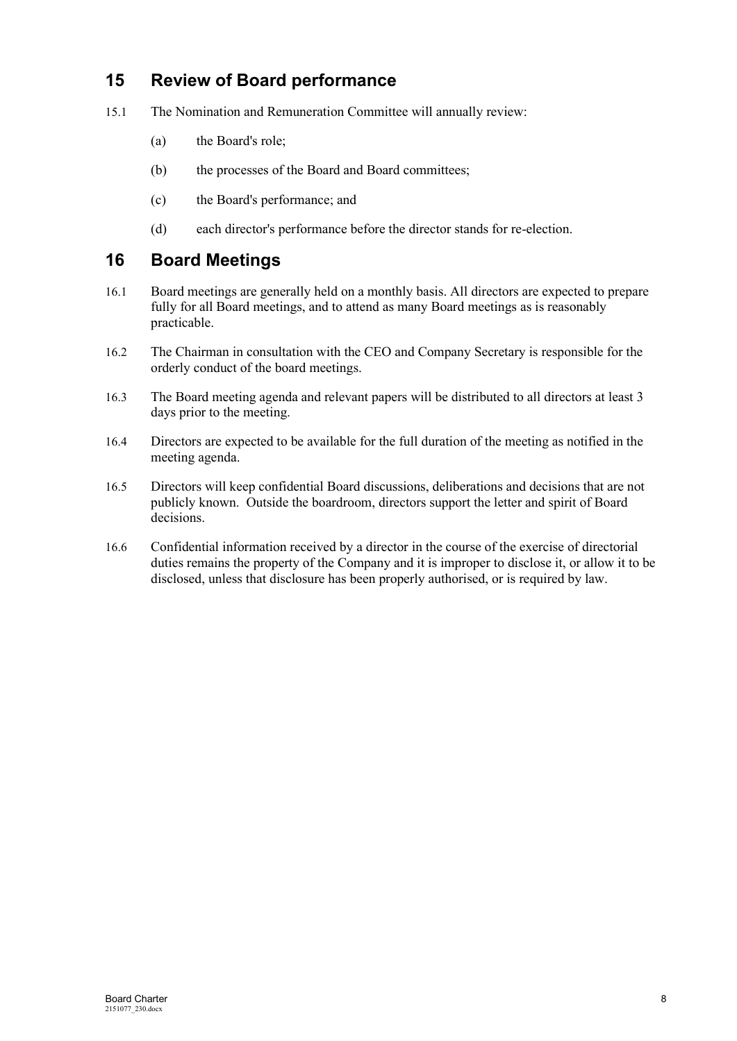## 15 Review of Board performance

15.1 The Nomination and Remuneration Committee will annually review:

(a) the Board's role;

(b) the processes of the Board and Board committees;

(c) the Board's performance; and

(d) each director's performance before the director stands for re-election.

## 16 Board Meetings

16.1 Board meetings are generally held on a monthly basis. All directors are expected to prepare fully for all Board meetings, and to attend as many Board meetings as is reasonably practicable.

16.2 The Chairman in consultation with the CEO and Company Secretary is responsible for the orderly conduct of the board meetings.

16.3 The Board meeting agenda and relevant papers will be distributed to all directors at least 3 days prior to the meeting.

16.4 Directors are expected to be available for the full duration of the meeting as notified in the meeting agenda.

16.5 Directors will keep confidential Board discussions, deliberations and decisions that are not publicly known. Outside the boardroom, directors support the letter and spirit of Board decisions.

16.6 Confidential information received by a director in the course of the exercise of directorial duties remains the property of the Company and it is improper to disclose it, or allow it to be disclosed, unless that disclosure has been properly authorised, or is required by law.